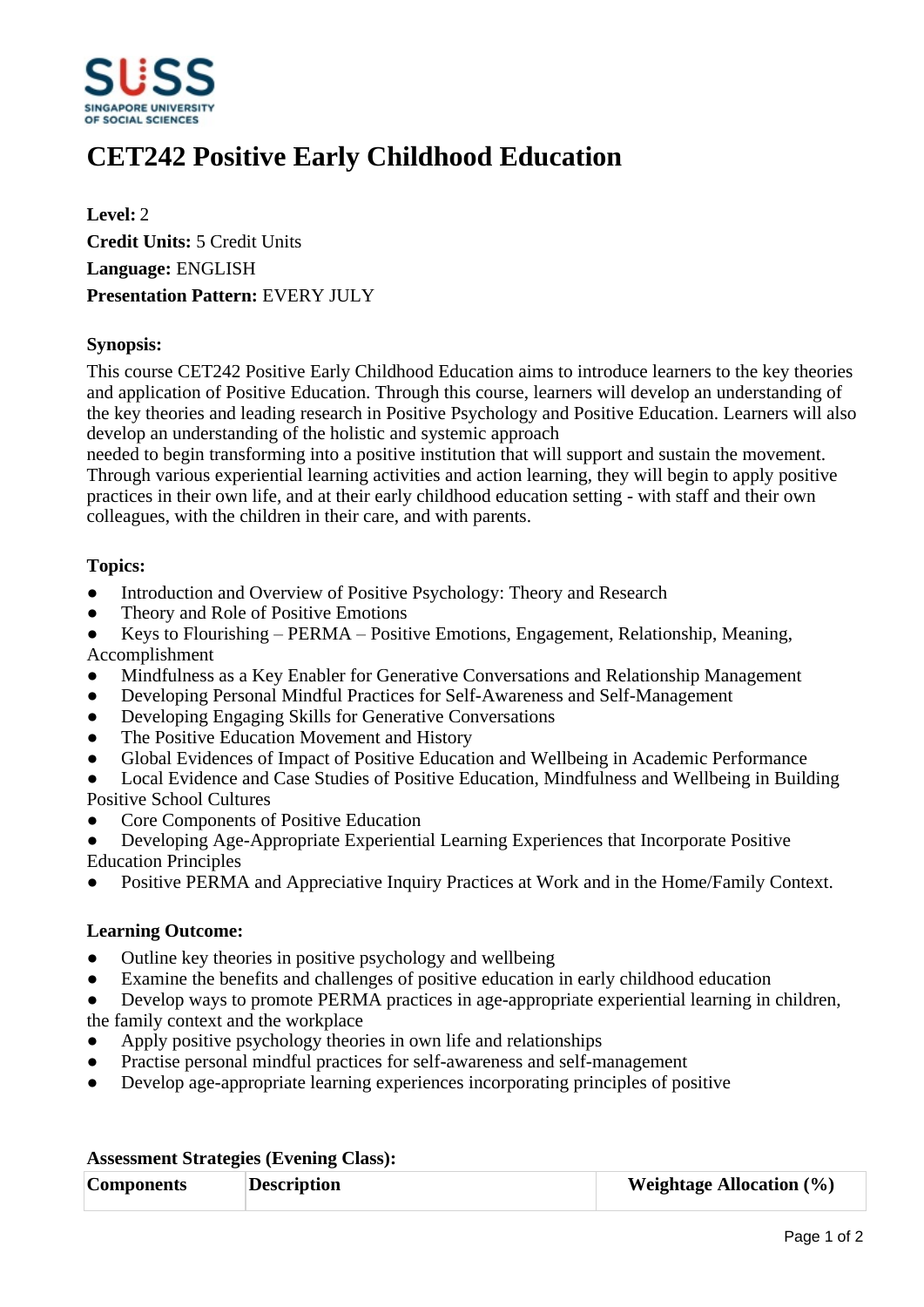# CET242 Positive Early Childhood Education

**Level:** 2
**Credit Units:** 5 Credit Units
**Language:** ENGLISH
**Presentation Pattern:** EVERY JULY

**Synopsis:**

This course CET242 Positive Early Childhood Education aims to introduce learners to the key theories and application of Positive Education. Through this course, learners will develop an understanding of the key theories and leading research in Positive Psychology and Positive Education. Learners will also develop an understanding of the holistic and systemic approach needed to begin transforming into a positive institution that will support and sustain the movement. Through various experiential learning activities and action learning, they will begin to apply positive practices in their own life, and at their early childhood education setting - with staff and their own colleagues, with the children in their care, and with parents.

**Topics:**

- Introduction and Overview of Positive Psychology: Theory and Research
- Theory and Role of Positive Emotions
- Keys to Flourishing – PERMA – Positive Emotions, Engagement, Relationship, Meaning, Accomplishment
- Mindfulness as a Key Enabler for Generative Conversations and Relationship Management
- Developing Personal Mindful Practices for Self-Awareness and Self-Management
- Developing Engaging Skills for Generative Conversations
- The Positive Education Movement and History
- Global Evidences of Impact of Positive Education and Wellbeing in Academic Performance
- Local Evidence and Case Studies of Positive Education, Mindfulness and Wellbeing in Building Positive School Cultures
- Core Components of Positive Education
- Developing Age-Appropriate Experiential Learning Experiences that Incorporate Positive Education Principles
- Positive PERMA and Appreciative Inquiry Practices at Work and in the Home/Family Context.

**Learning Outcome:**

- Outline key theories in positive psychology and wellbeing
- Examine the benefits and challenges of positive education in early childhood education
- Develop ways to promote PERMA practices in age-appropriate experiential learning in children, the family context and the workplace
- Apply positive psychology theories in own life and relationships
- Practise personal mindful practices for self-awareness and self-management
- Develop age-appropriate learning experiences incorporating principles of positive

**Assessment Strategies (Evening Class):**

| Components | Description | Weightage Allocation (%) |
| --- | --- | --- |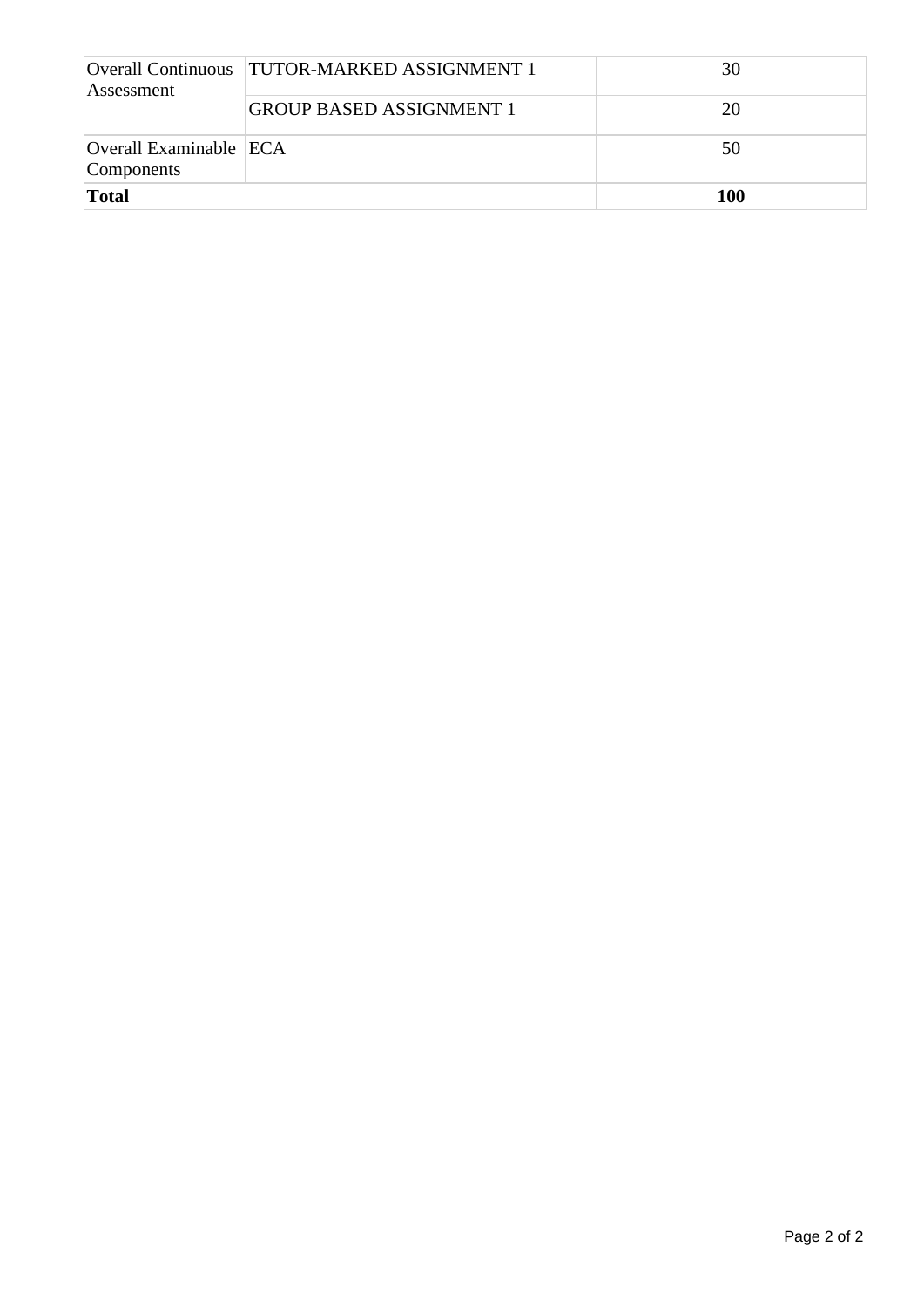| | | |
|---|---|---|
| Overall Continuous Assessment | TUTOR-MARKED ASSIGNMENT 1 | 30 |
| | GROUP BASED ASSIGNMENT 1 | 20 |
| Overall Examinable Components | ECA | 50 |
| **Total** | | **100** |